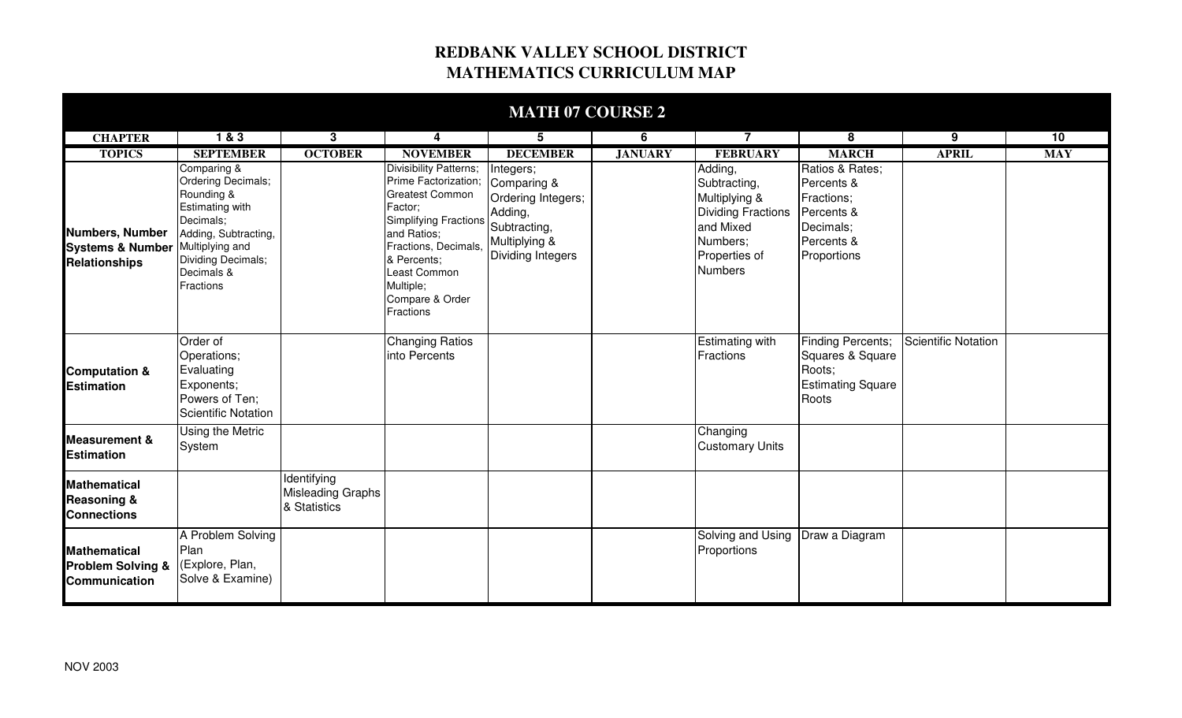# REDBANK VALLEY SCHOOL DISTRICT
## MATHEMATICS CURRICULUM MAP

### MATH 07 COURSE 2

| CHAPTER | 1 & 3 | 3 | 4 | 5 | 6 | 7 | 8 | 9 | 10 |
|---|---|---|---|---|---|---|---|---|---|
| **TOPICS** | **SEPTEMBER** | **OCTOBER** | **NOVEMBER** | **DECEMBER** | **JANUARY** | **FEBRUARY** | **MARCH** | **APRIL** | **MAY** |
| **Numbers, Number Systems & Number Relationships** | Comparing & Ordering Decimals; Rounding & Estimating with Decimals; Adding, Subtracting, Multiplying and Dividing Decimals; Decimals & Fractions | | Divisibility Patterns; Prime Factorization; Greatest Common Factor; Simplifying Fractions and Ratios; Fractions, Decimals, & Percents; Least Common Multiple; Compare & Order Fractions | Integers; Comparing & Ordering Integers; Adding, Subtracting, Multiplying & Dividing Integers | | Adding, Subtracting, Multiplying & Dividing Fractions and Mixed Numbers; Properties of Numbers | Ratios & Rates; Percents & Fractions; Percents & Decimals; Percents & Proportions | | |
| **Computation & Estimation** | Order of Operations; Evaluating Exponents; Powers of Ten; Scientific Notation | | Changing Ratios into Percents | | | Estimating with Fractions | Finding Percents; Squares & Square Roots; Estimating Square Roots | Scientific Notation | |
| **Measurement & Estimation** | Using the Metric System | | | | | Changing Customary Units | | | |
| **Mathematical Reasoning & Connections** | | Identifying Misleading Graphs & Statistics | | | | | | | |
| **Mathematical Problem Solving & Communication** | A Problem Solving Plan (Explore, Plan, Solve & Examine) | | | | | Solving and Using Proportions | Draw a Diagram | | |

NOV 2003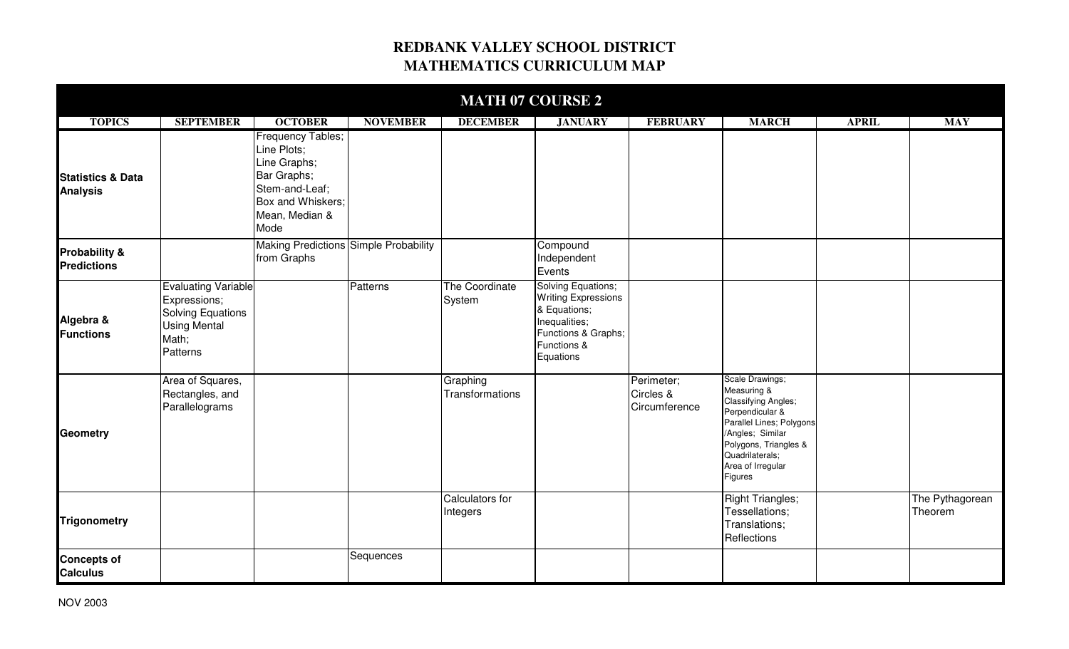# REDBANK VALLEY SCHOOL DISTRICT
# MATHEMATICS CURRICULUM MAP

## MATH 07 COURSE 2

| TOPICS | SEPTEMBER | OCTOBER | NOVEMBER | DECEMBER | JANUARY | FEBRUARY | MARCH | APRIL | MAY |
|---|---|---|---|---|---|---|---|---|---|
| **Statistics & Data Analysis** | | Frequency Tables; Line Plots; Line Graphs; Bar Graphs; Stem-and-Leaf; Box and Whiskers; Mean, Median & Mode | | | | | | | |
| **Probability & Predictions** | | Making Predictions from Graphs | Simple Probability | | Compound Independent Events | | | | |
| **Algebra & Functions** | Evaluating Variable Expressions; Solving Equations Using Mental Math; Patterns | | Patterns | The Coordinate System | Solving Equations; Writing Expressions & Equations; Inequalities; Functions & Graphs; Functions & Equations | | | | |
| **Geometry** | Area of Squares, Rectangles, and Parallelograms | | | Graphing Transformations | | Perimeter; Circles & Circumference | Scale Drawings; Measuring & Classifying Angles; Perpendicular & Parallel Lines; Polygons /Angles; Similar Polygons, Triangles & Quadrilaterals; Area of Irregular Figures | | |
| **Trigonometry** | | | | Calculators for Integers | | | Right Triangles; Tessellations; Translations; Reflections | | The Pythagorean Theorem |
| **Concepts of Calculus** | | | Sequences | | | | | | |

NOV 2003